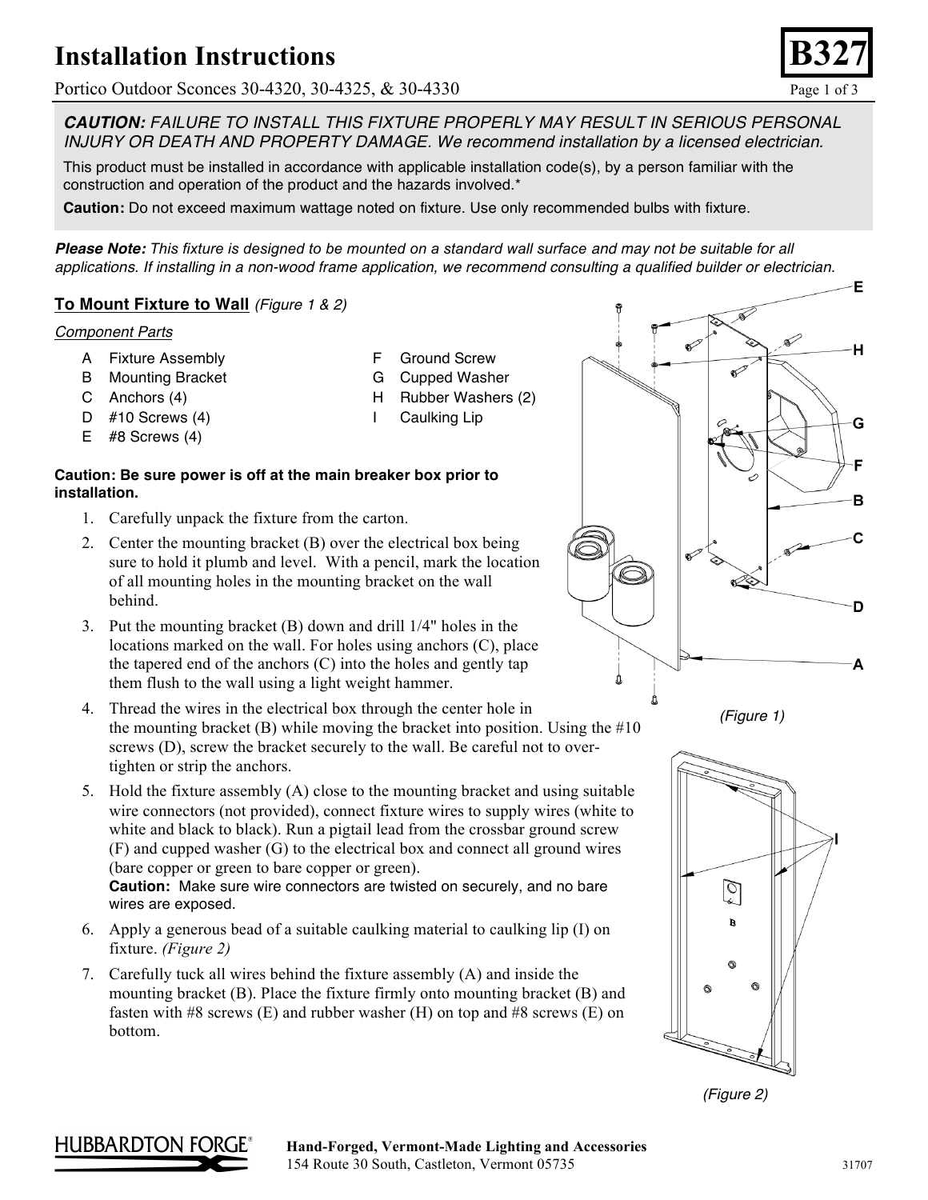# Installation Instructions

**B327**

Portico Outdoor Sconces 30-4320, 30-4325, & 30-4330

***CAUTION:*** *FAILURE TO INSTALL THIS FIXTURE PROPERLY MAY RESULT IN SERIOUS PERSONAL INJURY OR DEATH AND PROPERTY DAMAGE. We recommend installation by a licensed electrician.*

This product must be installed in accordance with applicable installation code(s), by a person familiar with the construction and operation of the product and the hazards involved.*

**Caution:** Do not exceed maximum wattage noted on fixture. Use only recommended bulbs with fixture.

***Please Note:*** *This fixture is designed to be mounted on a standard wall surface and may not be suitable for all applications. If installing in a non-wood frame application, we recommend consulting a qualified builder or electrician.*

## To Mount Fixture to Wall *(Figure 1 & 2)*

*Component Parts*

- A Fixture Assembly
- B Mounting Bracket
- C Anchors (4)
- D #10 Screws (4)
- E #8 Screws (4)
- F Ground Screw
- G Cupped Washer
- H Rubber Washers (2)
- I Caulking Lip

**Caution: Be sure power is off at the main breaker box prior to installation.**

1. Carefully unpack the fixture from the carton.
2. Center the mounting bracket (B) over the electrical box being sure to hold it plumb and level. With a pencil, mark the location of all mounting holes in the mounting bracket on the wall behind.
3. Put the mounting bracket (B) down and drill 1/4" holes in the locations marked on the wall. For holes using anchors (C), place the tapered end of the anchors (C) into the holes and gently tap them flush to the wall using a light weight hammer.
4. Thread the wires in the electrical box through the center hole in the mounting bracket (B) while moving the bracket into position. Using the #10 screws (D), screw the bracket securely to the wall. Be careful not to over-tighten or strip the anchors.
5. Hold the fixture assembly (A) close to the mounting bracket and using suitable wire connectors (not provided), connect fixture wires to supply wires (white to white and black to black). Run a pigtail lead from the crossbar ground screw (F) and cupped washer (G) to the electrical box and connect all ground wires (bare copper or green to bare copper or green).
   **Caution:** Make sure wire connectors are twisted on securely, and no bare wires are exposed.
6. Apply a generous bead of a suitable caulking material to caulking lip (I) on fixture. *(Figure 2)*
7. Carefully tuck all wires behind the fixture assembly (A) and inside the mounting bracket (B). Place the fixture firmly onto mounting bracket (B) and fasten with #8 screws (E) and rubber washer (H) on top and #8 screws (E) on bottom.

*(Figure 1)*

*(Figure 2)*

**Hand-Forged, Vermont-Made Lighting and Accessories**
154 Route 30 South, Castleton, Vermont 05735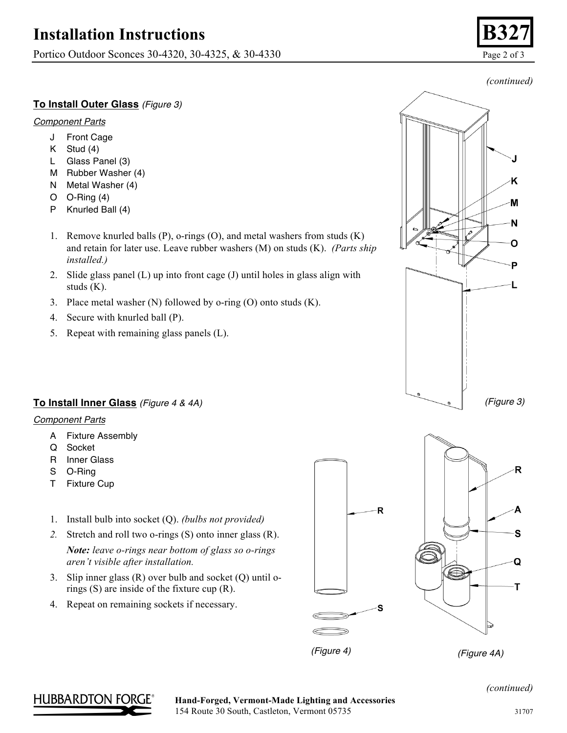*(continued)*

**To Install Outer Glass** *(Figure 3)*

*Component Parts*

- J Front Cage
- K Stud (4)
- L Glass Panel (3)
- M Rubber Washer (4)
- N Metal Washer (4)
- O O-Ring (4)
- P Knurled Ball (4)

1. Remove knurled balls (P), o-rings (O), and metal washers from studs (K) and retain for later use. Leave rubber washers (M) on studs (K). *(Parts ship installed.)*
2. Slide glass panel (L) up into front cage (J) until holes in glass align with studs (K).
3. Place metal washer (N) followed by o-ring (O) onto studs (K).
4. Secure with knurled ball (P).
5. Repeat with remaining glass panels (L).

*(Figure 3)*

**To Install Inner Glass** *(Figure 4 & 4A)*

*Component Parts*

- A Fixture Assembly
- Q Socket
- R Inner Glass
- S O-Ring
- T Fixture Cup

1. Install bulb into socket (Q). *(bulbs not provided)*
2. Stretch and roll two o-rings (S) onto inner glass (R).

   ***Note:*** *leave o-rings near bottom of glass so o-rings aren't visible after installation.*
3. Slip inner glass (R) over bulb and socket (Q) until o-rings (S) are inside of the fixture cup (R).
4. Repeat on remaining sockets if necessary.

*(Figure 4)* *(Figure 4A)*

*(continued)*

**Hand-Forged, Vermont-Made Lighting and Accessories**
154 Route 30 South, Castleton, Vermont 05735

31707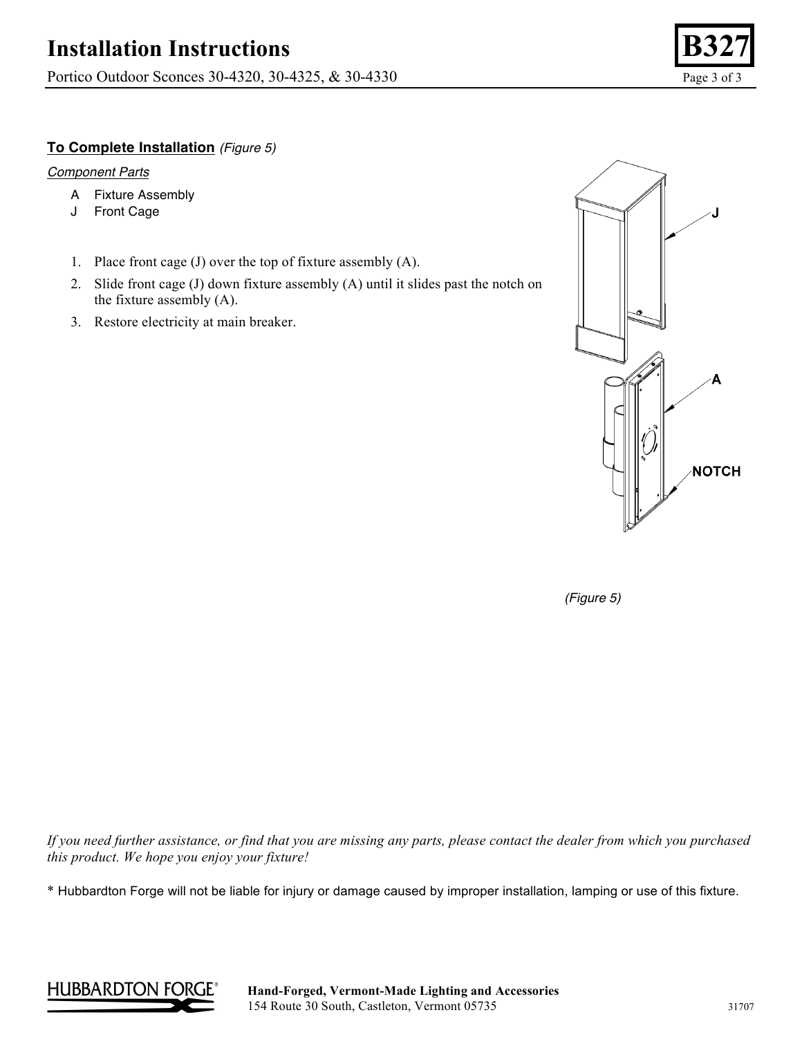**To Complete Installation** *(Figure 5)*

*Component Parts*

- A Fixture Assembly
- J Front Cage

1. Place front cage (J) over the top of fixture assembly (A).
2. Slide front cage (J) down fixture assembly (A) until it slides past the notch on the fixture assembly (A).
3. Restore electricity at main breaker.

J

A

NOTCH

*(Figure 5)*

*If you need further assistance, or find that you are missing any parts, please contact the dealer from which you purchased this product. We hope you enjoy your fixture!*

* Hubbardton Forge will not be liable for injury or damage caused by improper installation, lamping or use of this fixture.

HUBBARDTON FORGE®

**Hand-Forged, Vermont-Made Lighting and Accessories**
154 Route 30 South, Castleton, Vermont 05735

31707